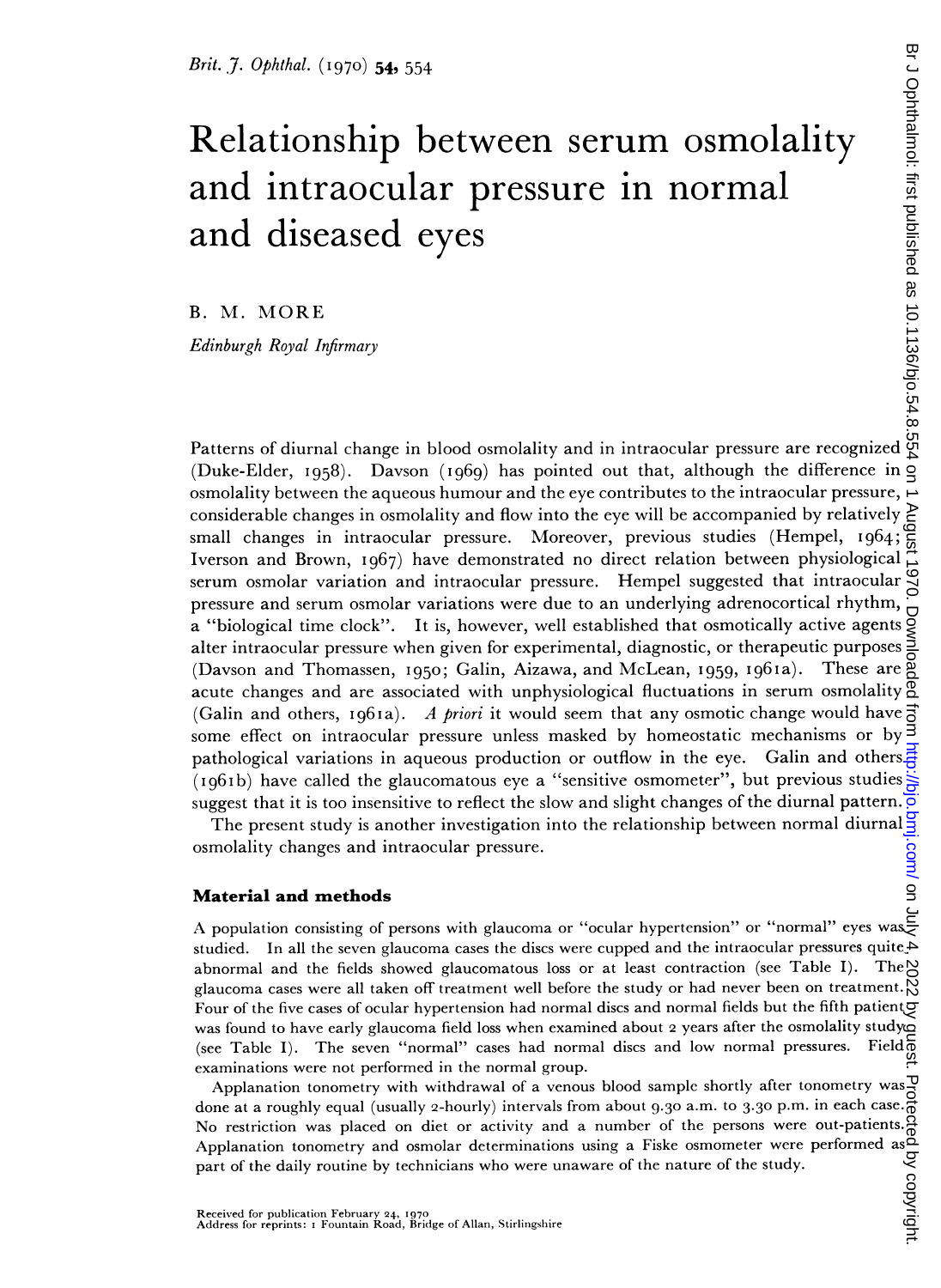# Relationship between serum osmolality and intraocular pressure in normal and diseased eyes

B. M. MORE

*Edinburgh Royal Infirmary*

Patterns of diurnal change in blood osmolality and in intraocular pressure are recognized (Duke-Elder, 1958). Davson (1969) has pointed out that, although the difference in osmolality between the aqueous humour and the eye contributes to the intraocular pressure, considerable changes in osmolality and flow into the eye will be accompanied by relatively small changes in intraocular pressure. Moreover, previous studies (Hempel, 1964; Iverson and Brown, 1967) have demonstrated no direct relation between physiological serum osmolar variation and intraocular pressure. Hempel suggested that intraocular pressure and serum osmolar variations were due to an underlying adrenocortical rhythm, a "biological time clock". It is, however, well established that osmotically active agents alter intraocular pressure when given for experimental, diagnostic, or therapeutic purposes (Davson and Thomassen, 1950; Galin, Aizawa, and McLean, 1959, 1961a). These are acute changes and are associated with unphysiological fluctuations in serum osmolality (Galin and others, 1961a). *A priori* it would seem that any osmotic change would have some effect on intraocular pressure unless masked by homeostatic mechanisms or by pathological variations in aqueous production or outflow in the eye. Galin and others (1961b) have called the glaucomatous eye a "sensitive osmometer", but previous studies suggest that it is too insensitive to reflect the slow and slight changes of the diurnal pattern.

The present study is another investigation into the relationship between normal diurnal osmolality changes and intraocular pressure.

## Material and methods

A population consisting of persons with glaucoma or "ocular hypertension" or "normal" eyes was studied. In all the seven glaucoma cases the discs were cupped and the intraocular pressures quite abnormal and the fields showed glaucomatous loss or at least contraction (see Table I). The glaucoma cases were all taken off treatment well before the study or had never been on treatment. Four of the five cases of ocular hypertension had normal discs and normal fields but the fifth patient was found to have early glaucoma field loss when examined about 2 years after the osmolality study (see Table I). The seven "normal" cases had normal discs and low normal pressures. Field examinations were not performed in the normal group.

Applanation tonometry with withdrawal of a venous blood sample shortly after tonometry was done at a roughly equal (usually 2-hourly) intervals from about 9.30 a.m. to 3.30 p.m. in each case. No restriction was placed on diet or activity and a number of the persons were out-patients. Applanation tonometry and osmolar determinations using a Fiske osmometer were performed as part of the daily routine by technicians who were unaware of the nature of the study.

Received for publication February 24, 1970
Address for reprints: 1 Fountain Road, Bridge of Allan, Stirlingshire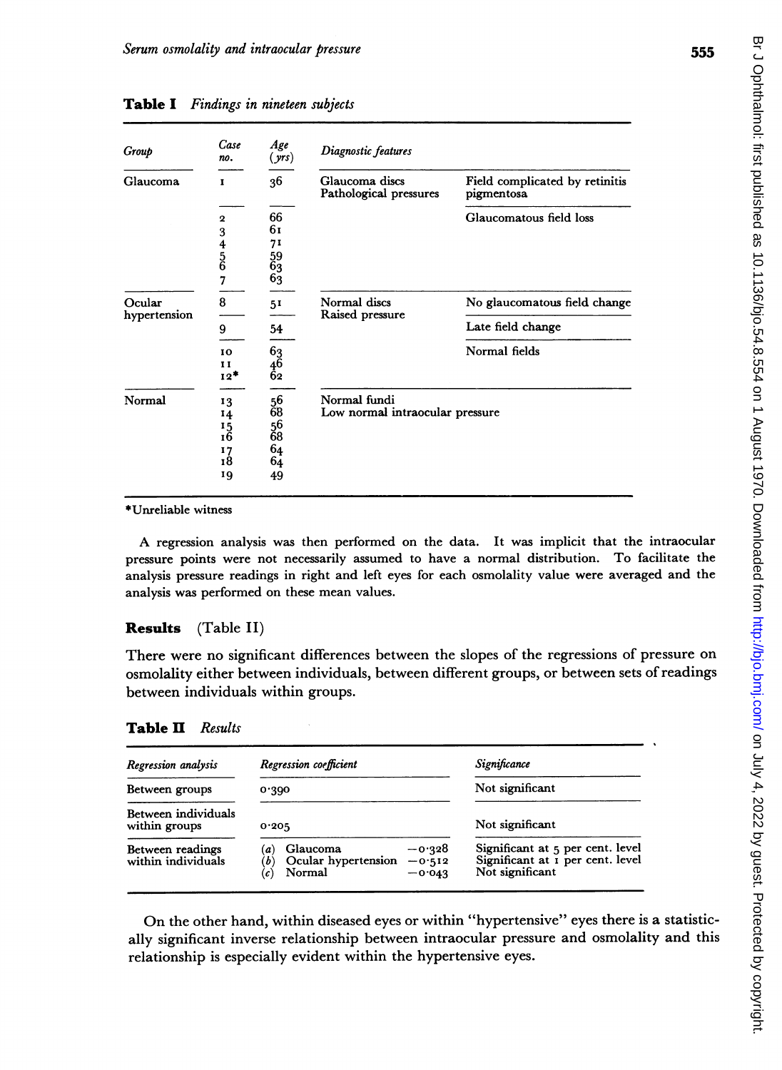**Table I** *Findings in nineteen subjects*

| Group | Case no. | Age (yrs) | Diagnostic features | |
|---|---|---|---|---|
| Glaucoma | 1 | 36 | Glaucoma discs Pathological pressures | Field complicated by retinitis pigmentosa |
| | 2 | 66 | | Glaucomatous field loss |
| | 3 | 61 | | |
| | 4 | 71 | | |
| | 5 | 59 | | |
| | 6 | 63 | | |
| | 7 | 63 | | |
| Ocular hypertension | 8 | 51 | Normal discs Raised pressure | No glaucomatous field change |
| | 9 | 54 | | Late field change |
| | 10 | 63 | | Normal fields |
| | 11 | 46 | | |
| | 12* | 62 | | |
| Normal | 13 | 56 | Normal fundi Low normal intraocular pressure | |
| | 14 | 68 | | |
| | 15 | 56 | | |
| | 16 | 68 | | |
| | 17 | 64 | | |
| | 18 | 64 | | |
| | 19 | 49 | | |

*Unreliable witness

A regression analysis was then performed on the data. It was implicit that the intraocular pressure points were not necessarily assumed to have a normal distribution. To facilitate the analysis pressure readings in right and left eyes for each osmolality value were averaged and the analysis was performed on these mean values.

## Results (Table II)

There were no significant differences between the slopes of the regressions of pressure on osmolality either between individuals, between different groups, or between sets of readings between individuals within groups.

**Table II** *Results*

| *Regression analysis* | *Regression coefficient* | | *Significance* |
|---|---|---|---|
| Between groups | 0·390 | | Not significant |
| Between individuals within groups | 0·205 | | Not significant |
| Between readings within individuals | (a) Glaucoma | −0·328 | Significant at 5 per cent. level |
| | (b) Ocular hypertension | −0·512 | Significant at 1 per cent. level |
| | (c) Normal | −0·043 | Not significant |

On the other hand, within diseased eyes or within "hypertensive" eyes there is a statistically significant inverse relationship between intraocular pressure and osmolality and this relationship is especially evident within the hypertensive eyes.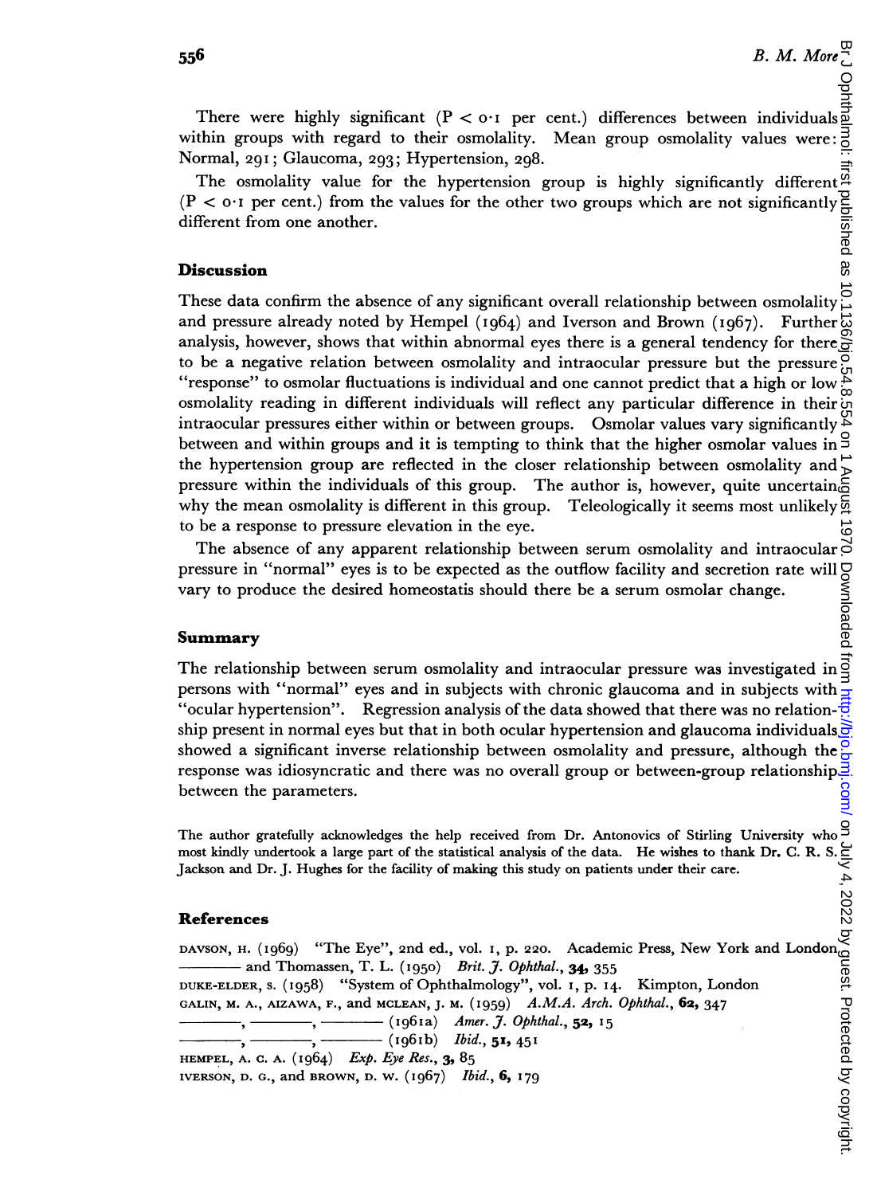There were highly significant ($P < 0.1$ per cent.) differences between individuals within groups with regard to their osmolality. Mean group osmolality values were: Normal, 291; Glaucoma, 293; Hypertension, 298.

The osmolality value for the hypertension group is highly significantly different ($P < 0.1$ per cent.) from the values for the other two groups which are not significantly different from one another.

## Discussion

These data confirm the absence of any significant overall relationship between osmolality and pressure already noted by Hempel (1964) and Iverson and Brown (1967). Further analysis, however, shows that within abnormal eyes there is a general tendency for there to be a negative relation between osmolality and intraocular pressure but the pressure "response" to osmolar fluctuations is individual and one cannot predict that a high or low osmolality reading in different individuals will reflect any particular difference in their intraocular pressures either within or between groups. Osmolar values vary significantly between and within groups and it is tempting to think that the higher osmolar values in the hypertension group are reflected in the closer relationship between osmolality and pressure within the individuals of this group. The author is, however, quite uncertain why the mean osmolality is different in this group. Teleologically it seems most unlikely to be a response to pressure elevation in the eye.

The absence of any apparent relationship between serum osmolality and intraocular pressure in "normal" eyes is to be expected as the outflow facility and secretion rate will vary to produce the desired homeostatis should there be a serum osmolar change.

## Summary

The relationship between serum osmolality and intraocular pressure was investigated in persons with "normal" eyes and in subjects with chronic glaucoma and in subjects with "ocular hypertension". Regression analysis of the data showed that there was no relationship present in normal eyes but that in both ocular hypertension and glaucoma individuals showed a significant inverse relationship between osmolality and pressure, although the response was idiosyncratic and there was no overall group or between-group relationship between the parameters.

The author gratefully acknowledges the help received from Dr. Antonovics of Stirling University who most kindly undertook a large part of the statistical analysis of the data. He wishes to thank Dr. C. R. S. Jackson and Dr. J. Hughes for the facility of making this study on patients under their care.

## References

DAVSON, H. (1969) "The Eye", 2nd ed., vol. 1, p. 220. Academic Press, New York and London.
——— and Thomassen, T. L. (1950) *Brit. J. Ophthal.*, **34**, 355
DUKE-ELDER, S. (1958) "System of Ophthalmology", vol. 1, p. 14. Kimpton, London
GALIN, M. A., AIZAWA, F., and MCLEAN, J. M. (1959) *A.M.A. Arch. Ophthal.*, **62**, 347
———, ———, ——— (1961a) *Amer. J. Ophthal.*, **52**, 15
———, ———, ——— (1961b) *Ibid.*, **51**, 451
HEMPEL, A. C. A. (1964) *Exp. Eye Res.*, **3**, 85
IVERSON, D. G., and BROWN, D. W. (1967) *Ibid.*, **6**, 179